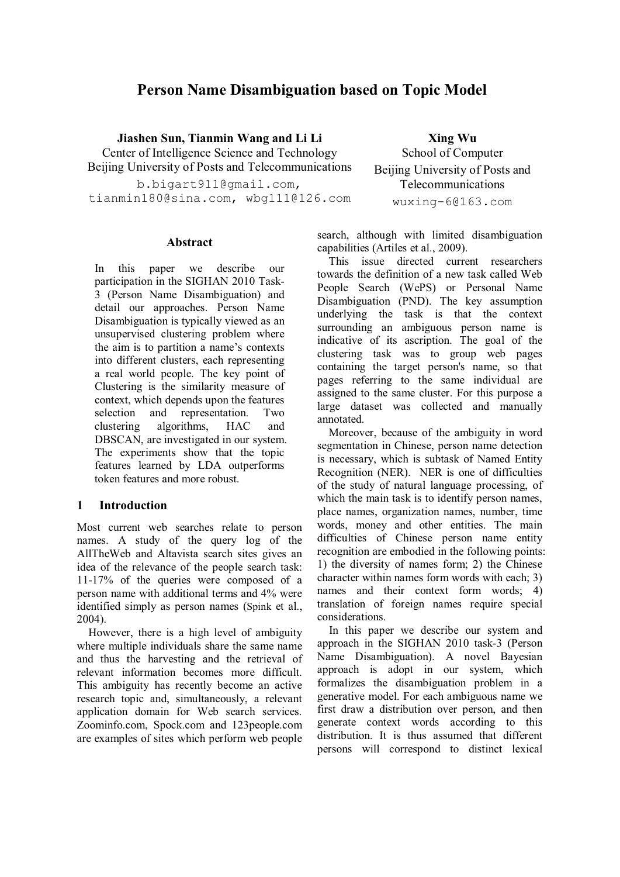# Person Name Disambiguation based on Topic Model

**Jiashen Sun, Tianmin Wang and Li Li**
Center of Intelligence Science and Technology
Beijing University of Posts and Telecommunications
b.bigart911@gmail.com, tianmin180@sina.com, wbg111@126.com

**Xing Wu**
School of Computer
Beijing University of Posts and Telecommunications
wuxing-6@163.com

## Abstract

In this paper we describe our participation in the SIGHAN 2010 Task-3 (Person Name Disambiguation) and detail our approaches. Person Name Disambiguation is typically viewed as an unsupervised clustering problem where the aim is to partition a name's contexts into different clusters, each representing a real world people. The key point of Clustering is the similarity measure of context, which depends upon the features selection and representation. Two clustering algorithms, HAC and DBSCAN, are investigated in our system. The experiments show that the topic features learned by LDA outperforms token features and more robust.

## 1 Introduction

Most current web searches relate to person names. A study of the query log of the AllTheWeb and Altavista search sites gives an idea of the relevance of the people search task: 11-17% of the queries were composed of a person name with additional terms and 4% were identified simply as person names (Spink et al., 2004).

However, there is a high level of ambiguity where multiple individuals share the same name and thus the harvesting and the retrieval of relevant information becomes more difficult. This ambiguity has recently become an active research topic and, simultaneously, a relevant application domain for Web search services. Zoominfo.com, Spock.com and 123people.com are examples of sites which perform web people search, although with limited disambiguation capabilities (Artiles et al., 2009).

This issue directed current researchers towards the definition of a new task called Web People Search (WePS) or Personal Name Disambiguation (PND). The key assumption underlying the task is that the context surrounding an ambiguous person name is indicative of its ascription. The goal of the clustering task was to group web pages containing the target person's name, so that pages referring to the same individual are assigned to the same cluster. For this purpose a large dataset was collected and manually annotated.

Moreover, because of the ambiguity in word segmentation in Chinese, person name detection is necessary, which is subtask of Named Entity Recognition (NER). NER is one of difficulties of the study of natural language processing, of which the main task is to identify person names, place names, organization names, number, time words, money and other entities. The main difficulties of Chinese person name entity recognition are embodied in the following points: 1) the diversity of names form; 2) the Chinese character within names form words with each; 3) names and their context form words; 4) translation of foreign names require special considerations.

In this paper we describe our system and approach in the SIGHAN 2010 task-3 (Person Name Disambiguation). A novel Bayesian approach is adopt in our system, which formalizes the disambiguation problem in a generative model. For each ambiguous name we first draw a distribution over person, and then generate context words according to this distribution. It is thus assumed that different persons will correspond to distinct lexical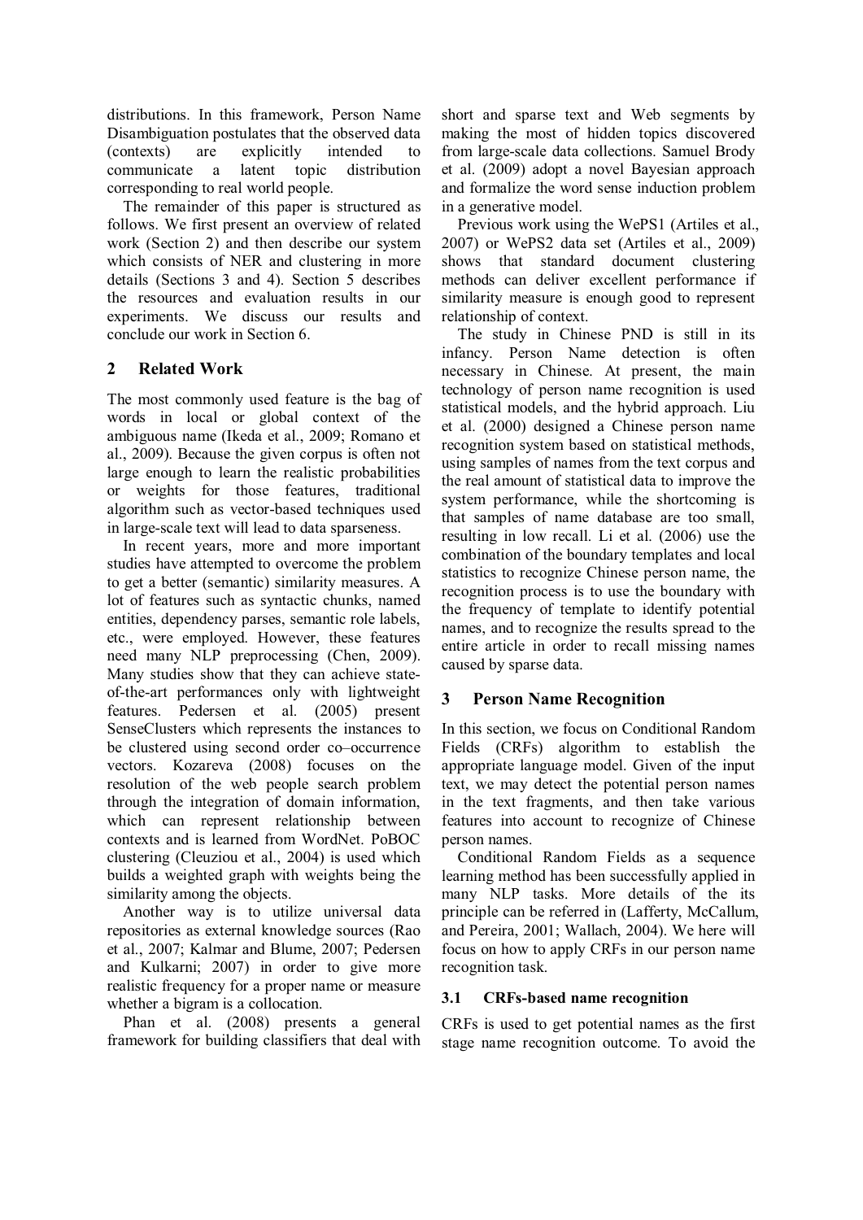distributions. In this framework, Person Name Disambiguation postulates that the observed data (contexts) are explicitly intended to communicate a latent topic distribution corresponding to real world people.

The remainder of this paper is structured as follows. We first present an overview of related work (Section 2) and then describe our system which consists of NER and clustering in more details (Sections 3 and 4). Section 5 describes the resources and evaluation results in our experiments. We discuss our results and conclude our work in Section 6.

## 2 Related Work

The most commonly used feature is the bag of words in local or global context of the ambiguous name (Ikeda et al., 2009; Romano et al., 2009). Because the given corpus is often not large enough to learn the realistic probabilities or weights for those features, traditional algorithm such as vector-based techniques used in large-scale text will lead to data sparseness.

In recent years, more and more important studies have attempted to overcome the problem to get a better (semantic) similarity measures. A lot of features such as syntactic chunks, named entities, dependency parses, semantic role labels, etc., were employed. However, these features need many NLP preprocessing (Chen, 2009). Many studies show that they can achieve state-of-the-art performances only with lightweight features. Pedersen et al. (2005) present SenseClusters which represents the instances to be clustered using second order co–occurrence vectors. Kozareva (2008) focuses on the resolution of the web people search problem through the integration of domain information, which can represent relationship between contexts and is learned from WordNet. PoBOC clustering (Cleuziou et al., 2004) is used which builds a weighted graph with weights being the similarity among the objects.

Another way is to utilize universal data repositories as external knowledge sources (Rao et al., 2007; Kalmar and Blume, 2007; Pedersen and Kulkarni; 2007) in order to give more realistic frequency for a proper name or measure whether a bigram is a collocation.

Phan et al. (2008) presents a general framework for building classifiers that deal with short and sparse text and Web segments by making the most of hidden topics discovered from large-scale data collections. Samuel Brody et al. (2009) adopt a novel Bayesian approach and formalize the word sense induction problem in a generative model.

Previous work using the WePS1 (Artiles et al., 2007) or WePS2 data set (Artiles et al., 2009) shows that standard document clustering methods can deliver excellent performance if similarity measure is enough good to represent relationship of context.

The study in Chinese PND is still in its infancy. Person Name detection is often necessary in Chinese. At present, the main technology of person name recognition is used statistical models, and the hybrid approach. Liu et al. (2000) designed a Chinese person name recognition system based on statistical methods, using samples of names from the text corpus and the real amount of statistical data to improve the system performance, while the shortcoming is that samples of name database are too small, resulting in low recall. Li et al. (2006) use the combination of the boundary templates and local statistics to recognize Chinese person name, the recognition process is to use the boundary with the frequency of template to identify potential names, and to recognize the results spread to the entire article in order to recall missing names caused by sparse data.

## 3 Person Name Recognition

In this section, we focus on Conditional Random Fields (CRFs) algorithm to establish the appropriate language model. Given of the input text, we may detect the potential person names in the text fragments, and then take various features into account to recognize of Chinese person names.

Conditional Random Fields as a sequence learning method has been successfully applied in many NLP tasks. More details of the its principle can be referred in (Lafferty, McCallum, and Pereira, 2001; Wallach, 2004). We here will focus on how to apply CRFs in our person name recognition task.

### 3.1 CRFs-based name recognition

CRFs is used to get potential names as the first stage name recognition outcome. To avoid the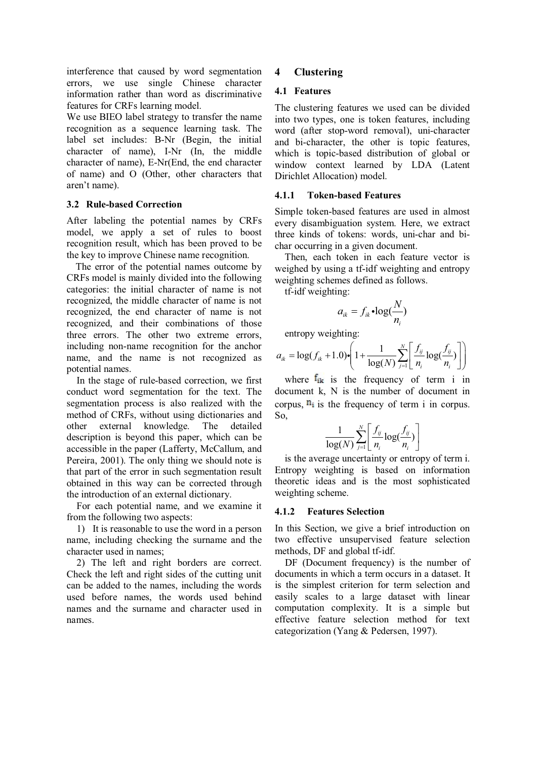interference that caused by word segmentation errors, we use single Chinese character information rather than word as discriminative features for CRFs learning model.

We use BIEO label strategy to transfer the name recognition as a sequence learning task. The label set includes: B-Nr (Begin, the initial character of name), I-Nr (In, the middle character of name), E-Nr(End, the end character of name) and O (Other, other characters that aren't name).

### 3.2 Rule-based Correction

After labeling the potential names by CRFs model, we apply a set of rules to boost recognition result, which has been proved to be the key to improve Chinese name recognition.

The error of the potential names outcome by CRFs model is mainly divided into the following categories: the initial character of name is not recognized, the middle character of name is not recognized, the end character of name is not recognized, and their combinations of those three errors. The other two extreme errors, including non-name recognition for the anchor name, and the name is not recognized as potential names.

In the stage of rule-based correction, we first conduct word segmentation for the text. The segmentation process is also realized with the method of CRFs, without using dictionaries and other external knowledge. The detailed description is beyond this paper, which can be accessible in the paper (Lafferty, McCallum, and Pereira, 2001). The only thing we should note is that part of the error in such segmentation result obtained in this way can be corrected through the introduction of an external dictionary.

For each potential name, and we examine it from the following two aspects:

1) It is reasonable to use the word in a person name, including checking the surname and the character used in names;

2) The left and right borders are correct. Check the left and right sides of the cutting unit can be added to the names, including the words used before names, the words used behind names and the surname and character used in names.

## 4 Clustering

### 4.1 Features

The clustering features we used can be divided into two types, one is token features, including word (after stop-word removal), uni-character and bi-character, the other is topic features, which is topic-based distribution of global or window context learned by LDA (Latent Dirichlet Allocation) model.

#### 4.1.1 Token-based Features

Simple token-based features are used in almost every disambiguation system. Here, we extract three kinds of tokens: words, uni-char and bi-char occurring in a given document.

Then, each token in each feature vector is weighed by using a tf-idf weighting and entropy weighting schemes defined as follows.

tf-idf weighting:

$$a_{ik} = f_{ik} \bullet \log(\frac{N}{n_i})$$

entropy weighting:

$$a_{ik} = \log(f_{ik} + 1.0) \bullet \left(1 + \frac{1}{\log(N)} \sum_{j=1}^{N} \left[ \frac{f_{ij}}{n_i} \log(\frac{f_{ij}}{n_i}) \right] \right)$$

where $f_{ik}$ is the frequency of term i in document k, N is the number of document in corpus, $n_i$ is the frequency of term i in corpus. So,

$$\frac{1}{\log(N)} \sum_{j=1}^{N} \left[ \frac{f_{ij}}{n_i} \log(\frac{f_{ij}}{n_i}) \right]$$

is the average uncertainty or entropy of term i. Entropy weighting is based on information theoretic ideas and is the most sophisticated weighting scheme.

#### 4.1.2 Features Selection

In this Section, we give a brief introduction on two effective unsupervised feature selection methods, DF and global tf-idf.

DF (Document frequency) is the number of documents in which a term occurs in a dataset. It is the simplest criterion for term selection and easily scales to a large dataset with linear computation complexity. It is a simple but effective feature selection method for text categorization (Yang & Pedersen, 1997).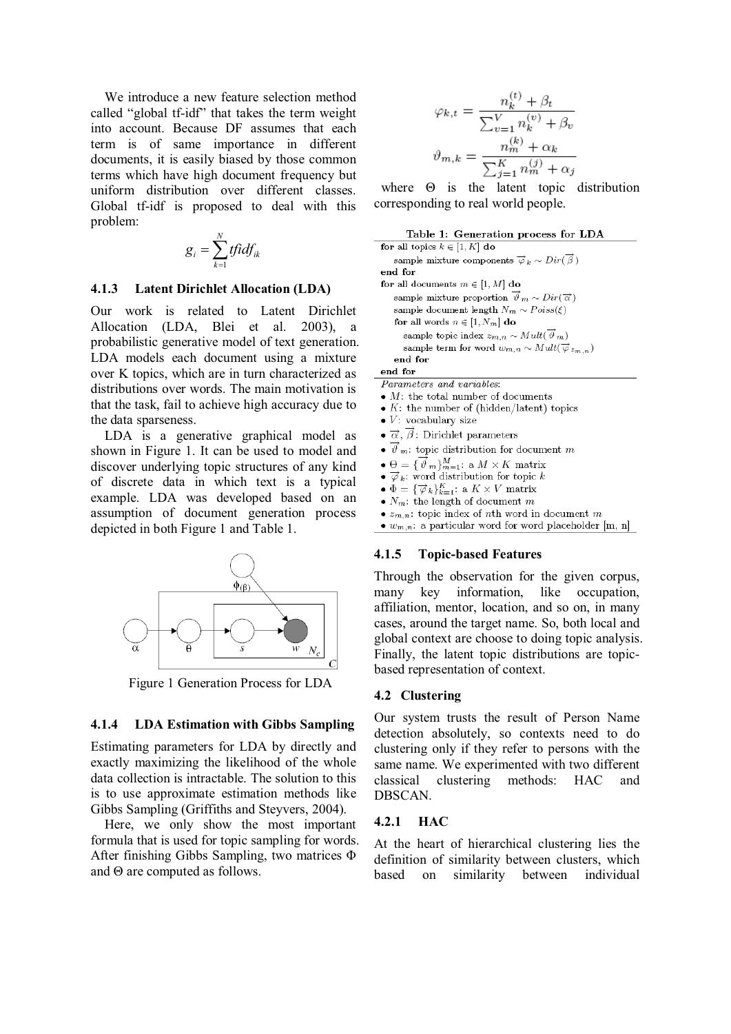We introduce a new feature selection method called "global tf-idf" that takes the term weight into account. Because DF assumes that each term is of same importance in different documents, it is easily biased by those common terms which have high document frequency but uniform distribution over different classes. Global tf-idf is proposed to deal with this problem:

$$g_i = \sum_{k=1}^{N} tfidf_{ik}$$

### 4.1.3 Latent Dirichlet Allocation (LDA)

Our work is related to Latent Dirichlet Allocation (LDA, Blei et al. 2003), a probabilistic generative model of text generation. LDA models each document using a mixture over K topics, which are in turn characterized as distributions over words. The main motivation is that the task, fail to achieve high accuracy due to the data sparseness.

LDA is a generative graphical model as shown in Figure 1. It can be used to model and discover underlying topic structures of any kind of discrete data in which text is a typical example. LDA was developed based on an assumption of document generation process depicted in both Figure 1 and Table 1.

Figure 1 Generation Process for LDA

### 4.1.4 LDA Estimation with Gibbs Sampling

Estimating parameters for LDA by directly and exactly maximizing the likelihood of the whole data collection is intractable. The solution to this is to use approximate estimation methods like Gibbs Sampling (Griffiths and Steyvers, 2004).

Here, we only show the most important formula that is used for topic sampling for words. After finishing Gibbs Sampling, two matrices Φ and Θ are computed as follows.

$$\varphi_{k,t} = \frac{n_k^{(t)} + \beta_t}{\sum_{v=1}^{V} n_k^{(v)} + \beta_v}$$

$$\vartheta_{m,k} = \frac{n_m^{(k)} + \alpha_k}{\sum_{j=1}^{K} n_m^{(j)} + \alpha_j}$$

where Θ is the latent topic distribution corresponding to real world people.

**Table 1: Generation process for LDA**

```
for all topics k ∈ [1, K] do
    sample mixture components φ_k ~ Dir(β)
end for
for all documents m ∈ [1, M] do
    sample mixture proportion ϑ_m ~ Dir(α)
    sample document length N_m ~ Poiss(ξ)
    for all words n ∈ [1, N_m] do
        sample topic index z_{m,n} ~ Mult(ϑ_m)
        sample term for word w_{m,n} ~ Mult(φ_{z_{m,n}})
    end for
end for
```

*Parameters and variables*:

- $M$: the total number of documents
- $K$: the number of (hidden/latent) topics
- $V$: vocabulary size
- $\vec{\alpha}, \vec{\beta}$: Dirichlet parameters
- $\vec{\vartheta}_m$: topic distribution for document $m$
- $\Theta = \{\vec{\vartheta}_m\}_{m=1}^{M}$: a $M \times K$ matrix
- $\vec{\varphi}_k$: word distribution for topic $k$
- $\Phi = \{\vec{\varphi}_k\}_{k=1}^{K}$: a $K \times V$ matrix
- $N_m$: the length of document $m$
- $z_{m,n}$: topic index of $n$th word in document $m$
- $w_{m,n}$: a particular word for word placeholder [m, n]

### 4.1.5 Topic-based Features

Through the observation for the given corpus, many key information, like occupation, affiliation, mentor, location, and so on, in many cases, around the target name. So, both local and global context are choose to doing topic analysis. Finally, the latent topic distributions are topic-based representation of context.

## 4.2 Clustering

Our system trusts the result of Person Name detection absolutely, so contexts need to do clustering only if they refer to persons with the same name. We experimented with two different classical clustering methods: HAC and DBSCAN.

### 4.2.1 HAC

At the heart of hierarchical clustering lies the definition of similarity between clusters, which based on similarity between individual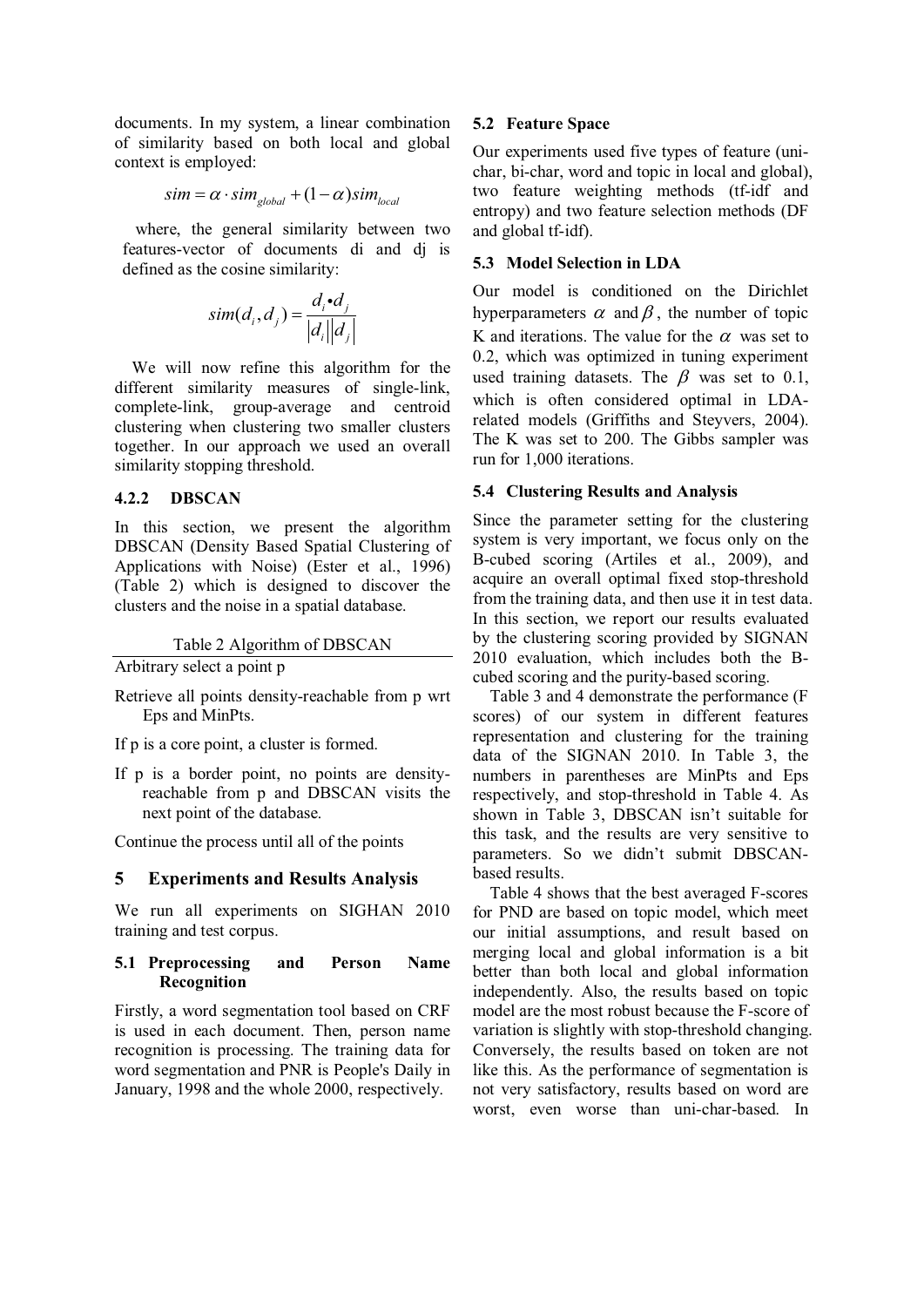documents. In my system, a linear combination of similarity based on both local and global context is employed:

$$sim = \alpha \cdot sim_{global} + (1-\alpha) sim_{local}$$

where, the general similarity between two features-vector of documents di and dj is defined as the cosine similarity:

$$sim(d_i, d_j) = \frac{d_i \bullet d_j}{|d_i||d_j|}$$

We will now refine this algorithm for the different similarity measures of single-link, complete-link, group-average and centroid clustering when clustering two smaller clusters together. In our approach we used an overall similarity stopping threshold.

#### 4.2.2 DBSCAN

In this section, we present the algorithm DBSCAN (Density Based Spatial Clustering of Applications with Noise) (Ester et al., 1996) (Table 2) which is designed to discover the clusters and the noise in a spatial database.

Table 2 Algorithm of DBSCAN

| |
|---|
| Arbitrary select a point p |
| Retrieve all points density-reachable from p wrt Eps and MinPts. |
| If p is a core point, a cluster is formed. |
| If p is a border point, no points are density-reachable from p and DBSCAN visits the next point of the database. |
| Continue the process until all of the points |

## 5 Experiments and Results Analysis

We run all experiments on SIGHAN 2010 training and test corpus.

### 5.1 Preprocessing and Person Name Recognition

Firstly, a word segmentation tool based on CRF is used in each document. Then, person name recognition is processing. The training data for word segmentation and PNR is People's Daily in January, 1998 and the whole 2000, respectively.

### 5.2 Feature Space

Our experiments used five types of feature (uni-char, bi-char, word and topic in local and global), two feature weighting methods (tf-idf and entropy) and two feature selection methods (DF and global tf-idf).

### 5.3 Model Selection in LDA

Our model is conditioned on the Dirichlet hyperparameters $\alpha$ and $\beta$, the number of topic K and iterations. The value for the $\alpha$ was set to 0.2, which was optimized in tuning experiment used training datasets. The $\beta$ was set to 0.1, which is often considered optimal in LDA-related models (Griffiths and Steyvers, 2004). The K was set to 200. The Gibbs sampler was run for 1,000 iterations.

### 5.4 Clustering Results and Analysis

Since the parameter setting for the clustering system is very important, we focus only on the B-cubed scoring (Artiles et al., 2009), and acquire an overall optimal fixed stop-threshold from the training data, and then use it in test data. In this section, we report our results evaluated by the clustering scoring provided by SIGNAN 2010 evaluation, which includes both the B-cubed scoring and the purity-based scoring.

Table 3 and 4 demonstrate the performance (F scores) of our system in different features representation and clustering for the training data of the SIGNAN 2010. In Table 3, the numbers in parentheses are MinPts and Eps respectively, and stop-threshold in Table 4. As shown in Table 3, DBSCAN isn't suitable for this task, and the results are very sensitive to parameters. So we didn't submit DBSCAN-based results.

Table 4 shows that the best averaged F-scores for PND are based on topic model, which meet our initial assumptions, and result based on merging local and global information is a bit better than both local and global information independently. Also, the results based on topic model are the most robust because the F-score of variation is slightly with stop-threshold changing. Conversely, the results based on token are not like this. As the performance of segmentation is not very satisfactory, results based on word are worst, even worse than uni-char-based. In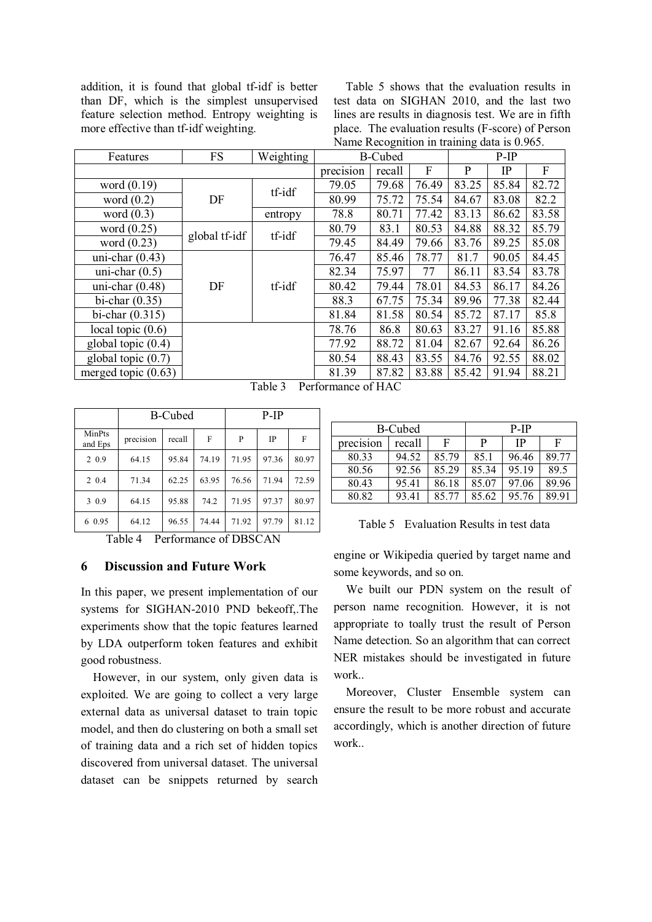addition, it is found that global tf-idf is better than DF, which is the simplest unsupervised feature selection method. Entropy weighting is more effective than tf-idf weighting.

Table 5 shows that the evaluation results in test data on SIGHAN 2010, and the last two lines are results in diagnosis test. We are in fifth place. The evaluation results (F-score) of Person Name Recognition in training data is 0.965.

| Features | FS | Weighting | B-Cubed | | | P-IP | | |
|---|---|---|---|---|---|---|---|---|
| | | | precision | recall | F | P | IP | F |
| word (0.19) | DF | tf-idf | 79.05 | 79.68 | 76.49 | 83.25 | 85.84 | 82.72 |
| word (0.2) | | | 80.99 | 75.72 | 75.54 | 84.67 | 83.08 | 82.2 |
| word (0.3) | | entropy | 78.8 | 80.71 | 77.42 | 83.13 | 86.62 | 83.58 |
| word (0.25) | global tf-idf | tf-idf | 80.79 | 83.1 | 80.53 | 84.88 | 88.32 | 85.79 |
| word (0.23) | | | 79.45 | 84.49 | 79.66 | 83.76 | 89.25 | 85.08 |
| uni-char (0.43) | DF | tf-idf | 76.47 | 85.46 | 78.77 | 81.7 | 90.05 | 84.45 |
| uni-char (0.5) | | | 82.34 | 75.97 | 77 | 86.11 | 83.54 | 83.78 |
| uni-char (0.48) | | | 80.42 | 79.44 | 78.01 | 84.53 | 86.17 | 84.26 |
| bi-char (0.35) | | | 88.3 | 67.75 | 75.34 | 89.96 | 77.38 | 82.44 |
| bi-char (0.315) | | | 81.84 | 81.58 | 80.54 | 85.72 | 87.17 | 85.8 |
| local topic (0.6) | | | 78.76 | 86.8 | 80.63 | 83.27 | 91.16 | 85.88 |
| global topic (0.4) | | | 77.92 | 88.72 | 81.04 | 82.67 | 92.64 | 86.26 |
| global topic (0.7) | | | 80.54 | 88.43 | 83.55 | 84.76 | 92.55 | 88.02 |
| merged topic (0.63) | | | 81.39 | 87.82 | 83.88 | 85.42 | 91.94 | 88.21 |

Table 3 Performance of HAC

| | B-Cubed | | | P-IP | | |
|---|---|---|---|---|---|---|
| MinPts and Eps | precision | recall | F | P | IP | F |
| 2 0.9 | 64.15 | 95.84 | 74.19 | 71.95 | 97.36 | 80.97 |
| 2 0.4 | 71.34 | 62.25 | 63.95 | 76.56 | 71.94 | 72.59 |
| 3 0.9 | 64.15 | 95.88 | 74.2 | 71.95 | 97.37 | 80.97 |
| 6 0.95 | 64.12 | 96.55 | 74.44 | 71.92 | 97.79 | 81.12 |

Table 4 Performance of DBSCAN

| B-Cubed | | | P-IP | | |
|---|---|---|---|---|---|
| precision | recall | F | P | IP | F |
| 80.33 | 94.52 | 85.79 | 85.1 | 96.46 | 89.77 |
| 80.56 | 92.56 | 85.29 | 85.34 | 95.19 | 89.5 |
| 80.43 | 95.41 | 86.18 | 85.07 | 97.06 | 89.96 |
| 80.82 | 93.41 | 85.77 | 85.62 | 95.76 | 89.91 |

Table 5 Evaluation Results in test data

## 6 Discussion and Future Work

In this paper, we present implementation of our systems for SIGHAN-2010 PND bekeoff,.The experiments show that the topic features learned by LDA outperform token features and exhibit good robustness.

However, in our system, only given data is exploited. We are going to collect a very large external data as universal dataset to train topic model, and then do clustering on both a small set of training data and a rich set of hidden topics discovered from universal dataset. The universal dataset can be snippets returned by search engine or Wikipedia queried by target name and some keywords, and so on.

We built our PDN system on the result of person name recognition. However, it is not appropriate to toally trust the result of Person Name detection. So an algorithm that can correct NER mistakes should be investigated in future work..

Moreover, Cluster Ensemble system can ensure the result to be more robust and accurate accordingly, which is another direction of future work..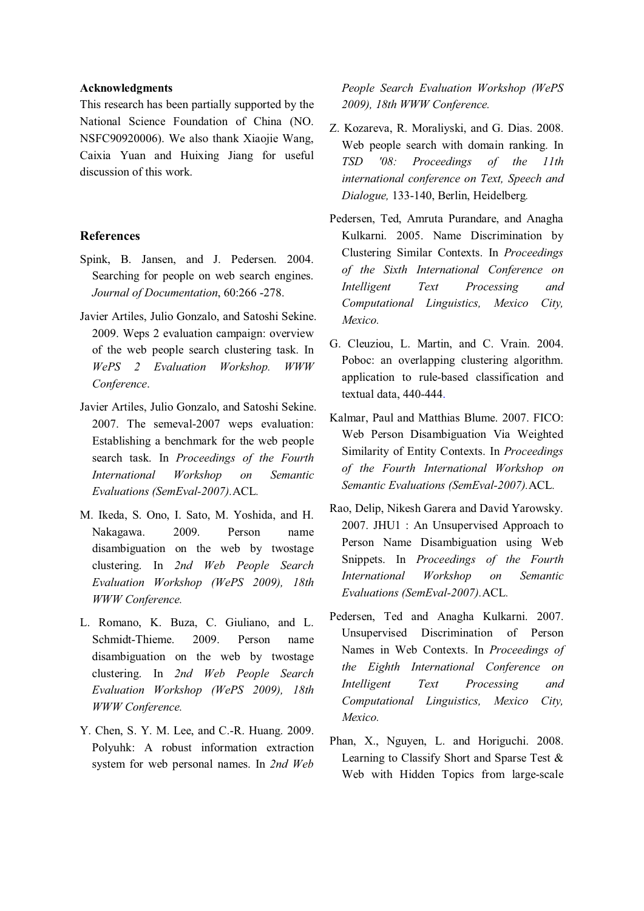**Acknowledgments**

This research has been partially supported by the National Science Foundation of China (NO. NSFC90920006). We also thank Xiaojie Wang, Caixia Yuan and Huixing Jiang for useful discussion of this work.

## References

Spink, B. Jansen, and J. Pedersen. 2004. Searching for people on web search engines. *Journal of Documentation*, 60:266 -278.

Javier Artiles, Julio Gonzalo, and Satoshi Sekine. 2009. Weps 2 evaluation campaign: overview of the web people search clustering task. In *WePS 2 Evaluation Workshop. WWW Conference*.

Javier Artiles, Julio Gonzalo, and Satoshi Sekine. 2007. The semeval-2007 weps evaluation: Establishing a benchmark for the web people search task. In *Proceedings of the Fourth International Workshop on Semantic Evaluations (SemEval-2007).*ACL.

M. Ikeda, S. Ono, I. Sato, M. Yoshida, and H. Nakagawa. 2009. Person name disambiguation on the web by twostage clustering. In *2nd Web People Search Evaluation Workshop (WePS 2009), 18th WWW Conference.*

L. Romano, K. Buza, C. Giuliano, and L. Schmidt-Thieme. 2009. Person name disambiguation on the web by twostage clustering. In *2nd Web People Search Evaluation Workshop (WePS 2009), 18th WWW Conference.*

Y. Chen, S. Y. M. Lee, and C.-R. Huang. 2009. Polyuhk: A robust information extraction system for web personal names. In *2nd Web People Search Evaluation Workshop (WePS 2009), 18th WWW Conference.*

Z. Kozareva, R. Moraliyski, and G. Dias. 2008. Web people search with domain ranking. In *TSD '08: Proceedings of the 11th international conference on Text, Speech and Dialogue,* 133-140, Berlin, Heidelberg.

Pedersen, Ted, Amruta Purandare, and Anagha Kulkarni. 2005. Name Discrimination by Clustering Similar Contexts. In *Proceedings of the Sixth International Conference on Intelligent Text Processing and Computational Linguistics, Mexico City, Mexico.*

G. Cleuziou, L. Martin, and C. Vrain. 2004. Poboc: an overlapping clustering algorithm. application to rule-based classification and textual data, 440-444.

Kalmar, Paul and Matthias Blume. 2007. FICO: Web Person Disambiguation Via Weighted Similarity of Entity Contexts. In *Proceedings of the Fourth International Workshop on Semantic Evaluations (SemEval-2007).*ACL.

Rao, Delip, Nikesh Garera and David Yarowsky. 2007. JHU1 : An Unsupervised Approach to Person Name Disambiguation using Web Snippets. In *Proceedings of the Fourth International Workshop on Semantic Evaluations (SemEval-2007).*ACL.

Pedersen, Ted and Anagha Kulkarni. 2007. Unsupervised Discrimination of Person Names in Web Contexts. In *Proceedings of the Eighth International Conference on Intelligent Text Processing and Computational Linguistics, Mexico City, Mexico.*

Phan, X., Nguyen, L. and Horiguchi. 2008. Learning to Classify Short and Sparse Test & Web with Hidden Topics from large-scale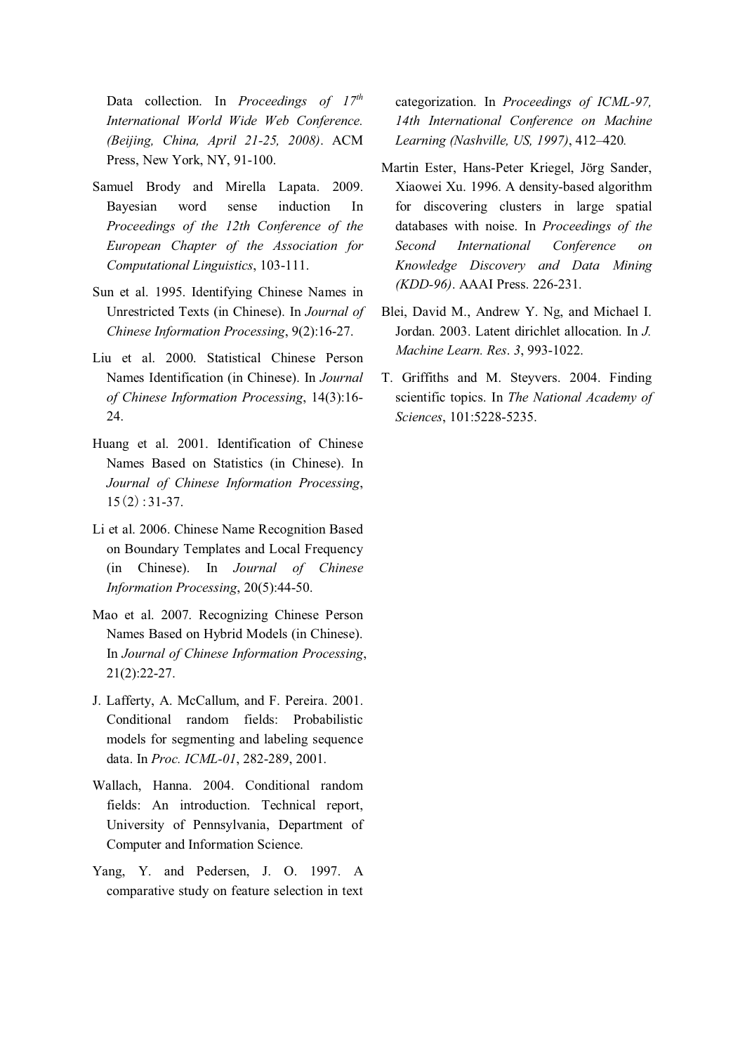Data collection. In *Proceedings of 17th International World Wide Web Conference. (Beijing, China, April 21-25, 2008)*. ACM Press, New York, NY, 91-100.

Samuel Brody and Mirella Lapata. 2009. Bayesian word sense induction In *Proceedings of the 12th Conference of the European Chapter of the Association for Computational Linguistics*, 103-111.

Sun et al. 1995. Identifying Chinese Names in Unrestricted Texts (in Chinese). In *Journal of Chinese Information Processing*, 9(2):16-27.

Liu et al. 2000. Statistical Chinese Person Names Identification (in Chinese). In *Journal of Chinese Information Processing*, 14(3):16-24.

Huang et al. 2001. Identification of Chinese Names Based on Statistics (in Chinese). In *Journal of Chinese Information Processing*, 15（2）:31-37.

Li et al. 2006. Chinese Name Recognition Based on Boundary Templates and Local Frequency (in Chinese). In *Journal of Chinese Information Processing*, 20(5):44-50.

Mao et al. 2007. Recognizing Chinese Person Names Based on Hybrid Models (in Chinese). In *Journal of Chinese Information Processing*, 21(2):22-27.

J. Lafferty, A. McCallum, and F. Pereira. 2001. Conditional random fields: Probabilistic models for segmenting and labeling sequence data. In *Proc. ICML-01*, 282-289, 2001.

Wallach, Hanna. 2004. Conditional random fields: An introduction. Technical report, University of Pennsylvania, Department of Computer and Information Science.

Yang, Y. and Pedersen, J. O. 1997. A comparative study on feature selection in text categorization. In *Proceedings of ICML-97, 14th International Conference on Machine Learning (Nashville, US, 1997)*, 412–420.

Martin Ester, Hans-Peter Kriegel, Jörg Sander, Xiaowei Xu. 1996. A density-based algorithm for discovering clusters in large spatial databases with noise. In *Proceedings of the Second International Conference on Knowledge Discovery and Data Mining (KDD-96)*. AAAI Press. 226-231.

Blei, David M., Andrew Y. Ng, and Michael I. Jordan. 2003. Latent dirichlet allocation. In *J. Machine Learn. Res. 3*, 993-1022.

T. Griffiths and M. Steyvers. 2004. Finding scientific topics. In *The National Academy of Sciences*, 101:5228-5235.